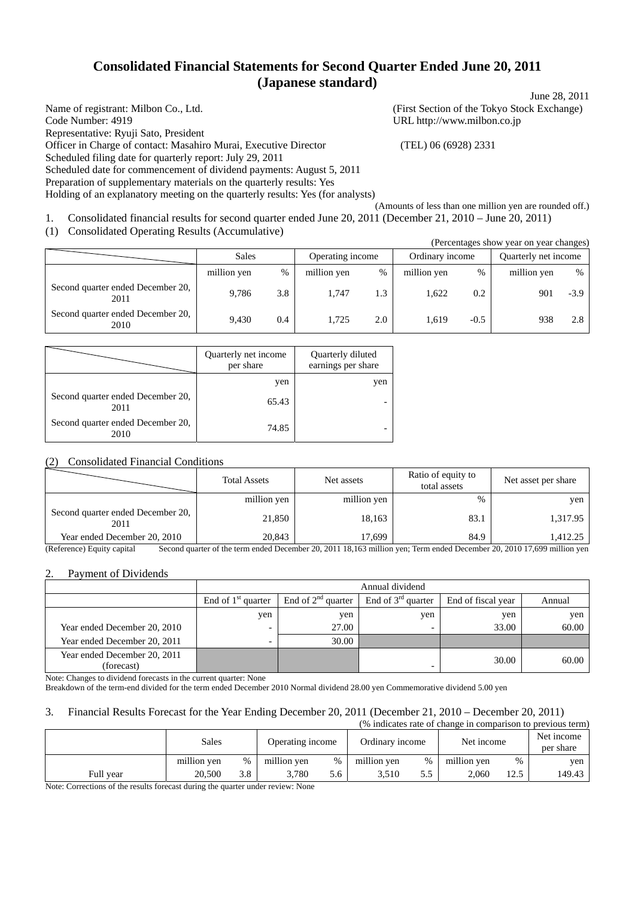# Consolidated Financial Statements for Second Quarter Ended June 20, 2011 (Japanese standard)

June 28, 2011

Name of registrant: Milbon Co., Ltd. (First Section of the Tokyo Stock Exchange)
Code Number: 4919 URL http://www.milbon.co.jp
Representative: Ryuji Sato, President
Officer in Charge of contact: Masahiro Murai, Executive Director (TEL) 06 (6928) 2331
Scheduled filing date for quarterly report: July 29, 2011
Scheduled date for commencement of dividend payments: August 5, 2011
Preparation of supplementary materials on the quarterly results: Yes
Holding of an explanatory meeting on the quarterly results: Yes (for analysts)

(Amounts of less than one million yen are rounded off.)

1. Consolidated financial results for second quarter ended June 20, 2011 (December 21, 2010 – June 20, 2011)

(1) Consolidated Operating Results (Accumulative)

(Percentages show year on year changes)

| | Sales | | Operating income | | Ordinary income | | Quarterly net income | |
|---|---|---|---|---|---|---|---|---|
| | million yen | % | million yen | % | million yen | % | million yen | % |
| Second quarter ended December 20, 2011 | 9,786 | 3.8 | 1,747 | 1.3 | 1,622 | 0.2 | 901 | -3.9 |
| Second quarter ended December 20, 2010 | 9,430 | 0.4 | 1,725 | 2.0 | 1,619 | -0.5 | 938 | 2.8 |

| | Quarterly net income per share | Quarterly diluted earnings per share |
|---|---|---|
| | yen | yen |
| Second quarter ended December 20, 2011 | 65.43 | - |
| Second quarter ended December 20, 2010 | 74.85 | - |

(2) Consolidated Financial Conditions

| | Total Assets | Net assets | Ratio of equity to total assets | Net asset per share |
|---|---|---|---|---|
| | million yen | million yen | % | yen |
| Second quarter ended December 20, 2011 | 21,850 | 18,163 | 83.1 | 1,317.95 |
| Year ended December 20, 2010 | 20,843 | 17,699 | 84.9 | 1,412.25 |

(Reference) Equity capital Second quarter of the term ended December 20, 2011 18,163 million yen; Term ended December 20, 2010 17,699 million yen

2. Payment of Dividends

| | Annual dividend | | | | |
|---|---|---|---|---|---|
| | End of 1st quarter | End of 2nd quarter | End of 3rd quarter | End of fiscal year | Annual |
| | yen | yen | yen | yen | yen |
| Year ended December 20, 2010 | - | 27.00 | - | 33.00 | 60.00 |
| Year ended December 20, 2011 | - | 30.00 | | | |
| Year ended December 20, 2011 (forecast) | | | - | 30.00 | 60.00 |

Note: Changes to dividend forecasts in the current quarter: None
Breakdown of the term-end divided for the term ended December 2010 Normal dividend 28.00 yen Commemorative dividend 5.00 yen

3. Financial Results Forecast for the Year Ending December 20, 2011 (December 21, 2010 – December 20, 2011)

(% indicates rate of change in comparison to previous term)

| | Sales | | Operating income | | Ordinary income | | Net income | | Net income per share |
|---|---|---|---|---|---|---|---|---|---|
| | million yen | % | million yen | % | million yen | % | million yen | % | yen |
| Full year | 20,500 | 3.8 | 3,780 | 5.6 | 3,510 | 5.5 | 2,060 | 12.5 | 149.43 |

Note: Corrections of the results forecast during the quarter under review: None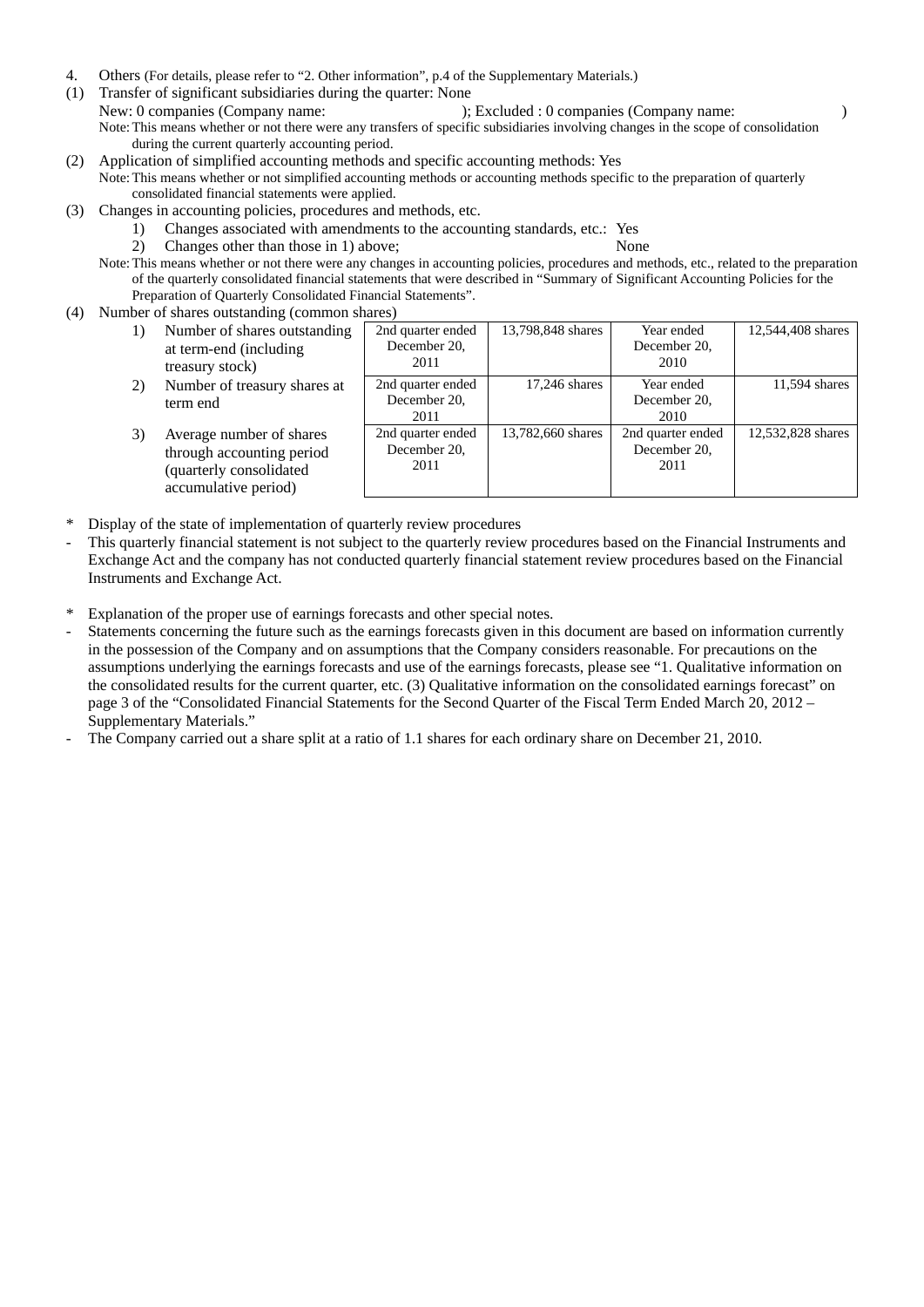4. Others (For details, please refer to "2. Other information", p.4 of the Supplementary Materials.)

(1) Transfer of significant subsidiaries during the quarter: None

New: 0 companies (Company name: ); Excluded : 0 companies (Company name: )

Note: This means whether or not there were any transfers of specific subsidiaries involving changes in the scope of consolidation during the current quarterly accounting period.

(2) Application of simplified accounting methods and specific accounting methods: Yes

Note: This means whether or not simplified accounting methods or accounting methods specific to the preparation of quarterly consolidated financial statements were applied.

(3) Changes in accounting policies, procedures and methods, etc.

1) Changes associated with amendments to the accounting standards, etc.: Yes

2) Changes other than those in 1) above; None

Note: This means whether or not there were any changes in accounting policies, procedures and methods, etc., related to the preparation of the quarterly consolidated financial statements that were described in "Summary of Significant Accounting Policies for the Preparation of Quarterly Consolidated Financial Statements".

(4) Number of shares outstanding (common shares)

| | | | | |
|---|---|---|---|---|
| 1) Number of shares outstanding at term-end (including treasury stock) | 2nd quarter ended December 20, 2011 | 13,798,848 shares | Year ended December 20, 2010 | 12,544,408 shares |
| 2) Number of treasury shares at term end | 2nd quarter ended December 20, 2011 | 17,246 shares | Year ended December 20, 2010 | 11,594 shares |
| 3) Average number of shares through accounting period (quarterly consolidated accumulative period) | 2nd quarter ended December 20, 2011 | 13,782,660 shares | 2nd quarter ended December 20, 2011 | 12,532,828 shares |

\* Display of the state of implementation of quarterly review procedures

- This quarterly financial statement is not subject to the quarterly review procedures based on the Financial Instruments and Exchange Act and the company has not conducted quarterly financial statement review procedures based on the Financial Instruments and Exchange Act.

\* Explanation of the proper use of earnings forecasts and other special notes.

- Statements concerning the future such as the earnings forecasts given in this document are based on information currently in the possession of the Company and on assumptions that the Company considers reasonable. For precautions on the assumptions underlying the earnings forecasts and use of the earnings forecasts, please see "1. Qualitative information on the consolidated results for the current quarter, etc. (3) Qualitative information on the consolidated earnings forecast" on page 3 of the "Consolidated Financial Statements for the Second Quarter of the Fiscal Term Ended March 20, 2012 – Supplementary Materials."
- The Company carried out a share split at a ratio of 1.1 shares for each ordinary share on December 21, 2010.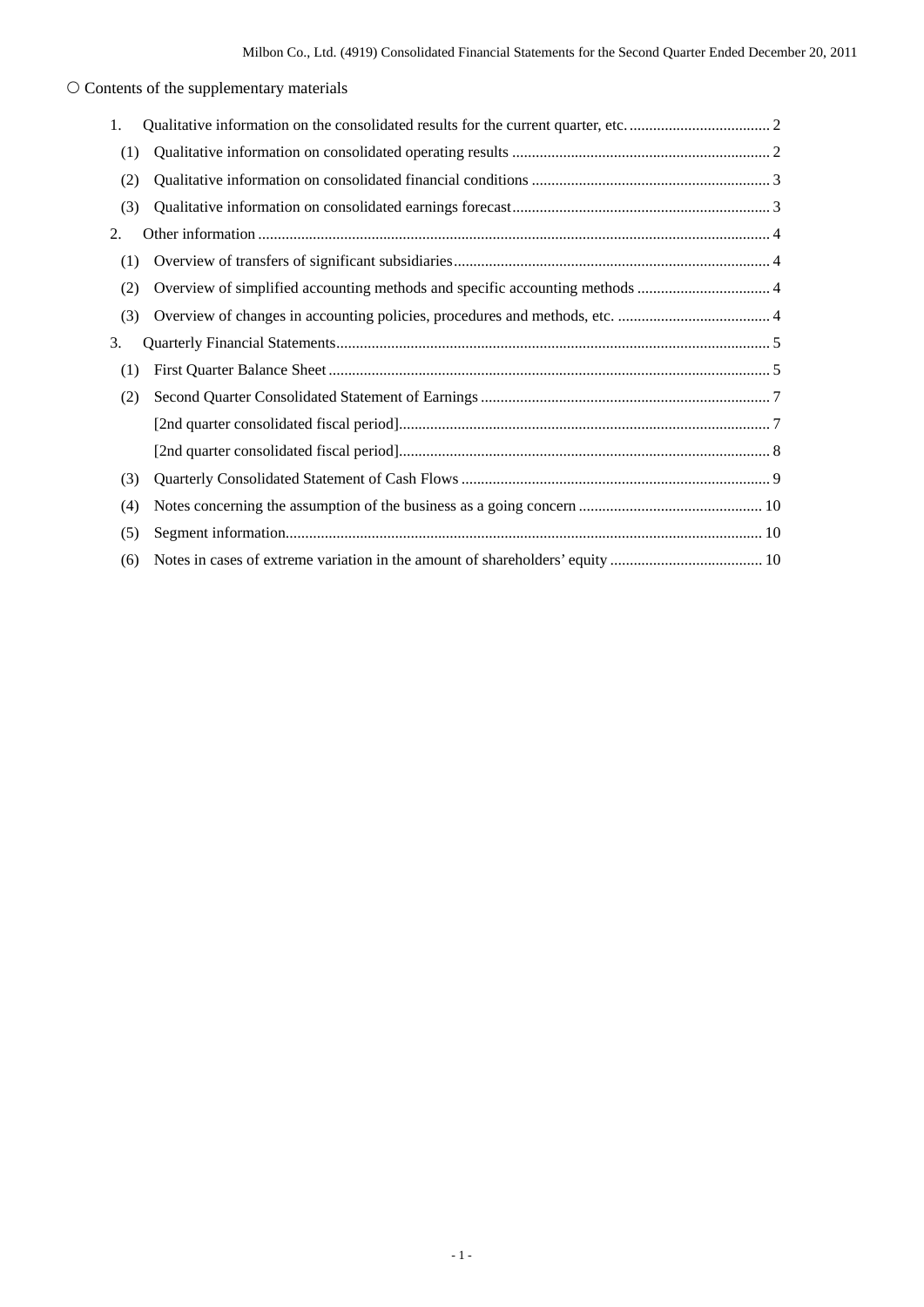○ Contents of the supplementary materials

1. Qualitative information on the consolidated results for the current quarter, etc. .................................... 2
   (1) Qualitative information on consolidated operating results ................................................................. 2
   (2) Qualitative information on consolidated financial conditions ............................................................ 3
   (3) Qualitative information on consolidated earnings forecast................................................................. 3
2. Other information .................................................................................................................................. 4
   (1) Overview of transfers of significant subsidiaries................................................................................ 4
   (2) Overview of simplified accounting methods and specific accounting methods .................................. 4
   (3) Overview of changes in accounting policies, procedures and methods, etc. ....................................... 4
3. Quarterly Financial Statements.............................................................................................................. 5
   (1) First Quarter Balance Sheet ................................................................................................................ 5
   (2) Second Quarter Consolidated Statement of Earnings .......................................................................... 7
       [2nd quarter consolidated fiscal period].............................................................................................. 7
       [2nd quarter consolidated fiscal period].............................................................................................. 8
   (3) Quarterly Consolidated Statement of Cash Flows ............................................................................... 9
   (4) Notes concerning the assumption of the business as a going concern ............................................... 10
   (5) Segment information......................................................................................................................... 10
   (6) Notes in cases of extreme variation in the amount of shareholders' equity ....................................... 10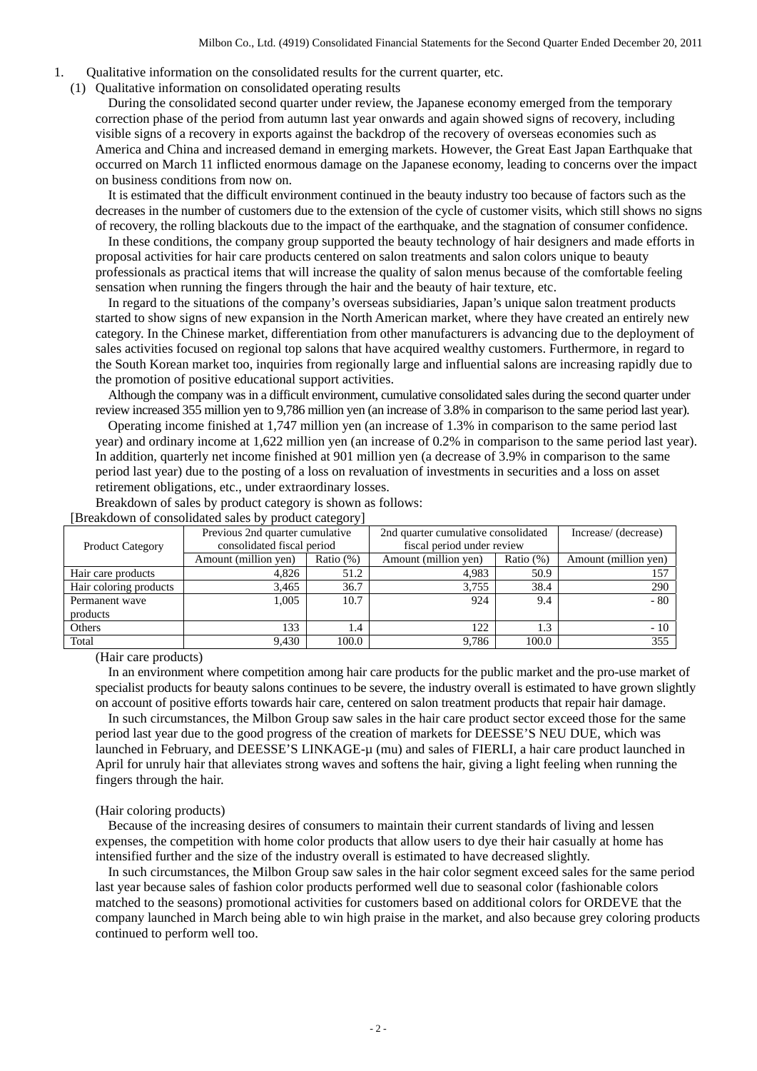1. Qualitative information on the consolidated results for the current quarter, etc.

(1) Qualitative information on consolidated operating results

During the consolidated second quarter under review, the Japanese economy emerged from the temporary correction phase of the period from autumn last year onwards and again showed signs of recovery, including visible signs of a recovery in exports against the backdrop of the recovery of overseas economies such as America and China and increased demand in emerging markets. However, the Great East Japan Earthquake that occurred on March 11 inflicted enormous damage on the Japanese economy, leading to concerns over the impact on business conditions from now on.

It is estimated that the difficult environment continued in the beauty industry too because of factors such as the decreases in the number of customers due to the extension of the cycle of customer visits, which still shows no signs of recovery, the rolling blackouts due to the impact of the earthquake, and the stagnation of consumer confidence.

In these conditions, the company group supported the beauty technology of hair designers and made efforts in proposal activities for hair care products centered on salon treatments and salon colors unique to beauty professionals as practical items that will increase the quality of salon menus because of the comfortable feeling sensation when running the fingers through the hair and the beauty of hair texture, etc.

In regard to the situations of the company's overseas subsidiaries, Japan's unique salon treatment products started to show signs of new expansion in the North American market, where they have created an entirely new category. In the Chinese market, differentiation from other manufacturers is advancing due to the deployment of sales activities focused on regional top salons that have acquired wealthy customers. Furthermore, in regard to the South Korean market too, inquiries from regionally large and influential salons are increasing rapidly due to the promotion of positive educational support activities.

Although the company was in a difficult environment, cumulative consolidated sales during the second quarter under review increased 355 million yen to 9,786 million yen (an increase of 3.8% in comparison to the same period last year).

Operating income finished at 1,747 million yen (an increase of 1.3% in comparison to the same period last year) and ordinary income at 1,622 million yen (an increase of 0.2% in comparison to the same period last year). In addition, quarterly net income finished at 901 million yen (a decrease of 3.9% in comparison to the same period last year) due to the posting of a loss on revaluation of investments in securities and a loss on asset retirement obligations, etc., under extraordinary losses.

Breakdown of sales by product category is shown as follows:

[Breakdown of consolidated sales by product category]

| Product Category | Previous 2nd quarter cumulative consolidated fiscal period | | 2nd quarter cumulative consolidated fiscal period under review | | Increase/ (decrease) |
|---|---|---|---|---|---|
| | Amount (million yen) | Ratio (%) | Amount (million yen) | Ratio (%) | Amount (million yen) |
| Hair care products | 4,826 | 51.2 | 4,983 | 50.9 | 157 |
| Hair coloring products | 3,465 | 36.7 | 3,755 | 38.4 | 290 |
| Permanent wave products | 1,005 | 10.7 | 924 | 9.4 | - 80 |
| Others | 133 | 1.4 | 122 | 1.3 | - 10 |
| Total | 9,430 | 100.0 | 9,786 | 100.0 | 355 |

(Hair care products)

In an environment where competition among hair care products for the public market and the pro-use market of specialist products for beauty salons continues to be severe, the industry overall is estimated to have grown slightly on account of positive efforts towards hair care, centered on salon treatment products that repair hair damage.

In such circumstances, the Milbon Group saw sales in the hair care product sector exceed those for the same period last year due to the good progress of the creation of markets for DEESSE'S NEU DUE, which was launched in February, and DEESSE'S LINKAGE-μ (mu) and sales of FIERLI, a hair care product launched in April for unruly hair that alleviates strong waves and softens the hair, giving a light feeling when running the fingers through the hair.

(Hair coloring products)

Because of the increasing desires of consumers to maintain their current standards of living and lessen expenses, the competition with home color products that allow users to dye their hair casually at home has intensified further and the size of the industry overall is estimated to have decreased slightly.

In such circumstances, the Milbon Group saw sales in the hair color segment exceed sales for the same period last year because sales of fashion color products performed well due to seasonal color (fashionable colors matched to the seasons) promotional activities for customers based on additional colors for ORDEVE that the company launched in March being able to win high praise in the market, and also because grey coloring products continued to perform well too.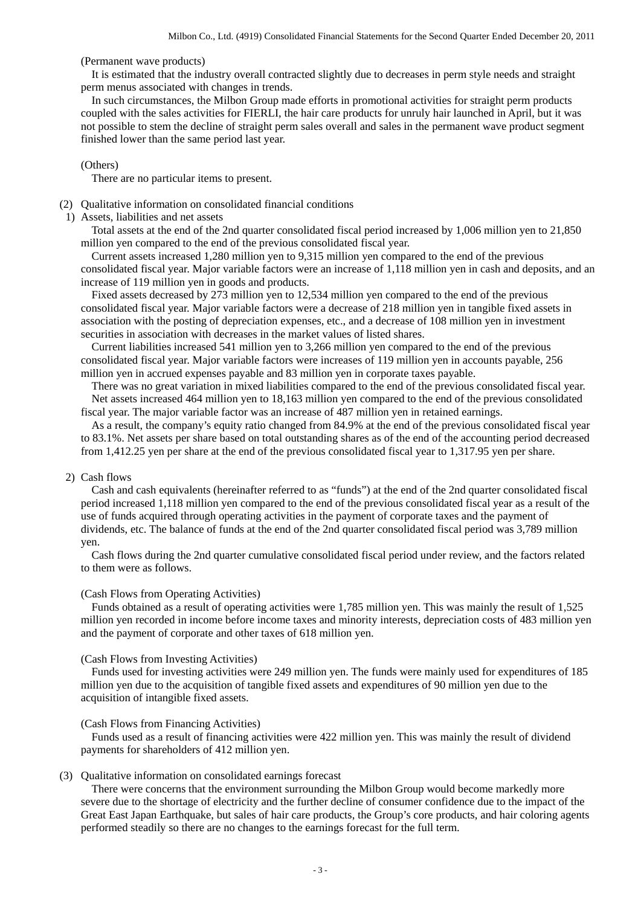(Permanent wave products)

It is estimated that the industry overall contracted slightly due to decreases in perm style needs and straight perm menus associated with changes in trends.

In such circumstances, the Milbon Group made efforts in promotional activities for straight perm products coupled with the sales activities for FIERLI, the hair care products for unruly hair launched in April, but it was not possible to stem the decline of straight perm sales overall and sales in the permanent wave product segment finished lower than the same period last year.

(Others)

There are no particular items to present.

(2) Qualitative information on consolidated financial conditions

1) Assets, liabilities and net assets

Total assets at the end of the 2nd quarter consolidated fiscal period increased by 1,006 million yen to 21,850 million yen compared to the end of the previous consolidated fiscal year.

Current assets increased 1,280 million yen to 9,315 million yen compared to the end of the previous consolidated fiscal year. Major variable factors were an increase of 1,118 million yen in cash and deposits, and an increase of 119 million yen in goods and products.

Fixed assets decreased by 273 million yen to 12,534 million yen compared to the end of the previous consolidated fiscal year. Major variable factors were a decrease of 218 million yen in tangible fixed assets in association with the posting of depreciation expenses, etc., and a decrease of 108 million yen in investment securities in association with decreases in the market values of listed shares.

Current liabilities increased 541 million yen to 3,266 million yen compared to the end of the previous consolidated fiscal year. Major variable factors were increases of 119 million yen in accounts payable, 256 million yen in accrued expenses payable and 83 million yen in corporate taxes payable.

There was no great variation in mixed liabilities compared to the end of the previous consolidated fiscal year.

Net assets increased 464 million yen to 18,163 million yen compared to the end of the previous consolidated fiscal year. The major variable factor was an increase of 487 million yen in retained earnings.

As a result, the company's equity ratio changed from 84.9% at the end of the previous consolidated fiscal year to 83.1%. Net assets per share based on total outstanding shares as of the end of the accounting period decreased from 1,412.25 yen per share at the end of the previous consolidated fiscal year to 1,317.95 yen per share.

2) Cash flows

Cash and cash equivalents (hereinafter referred to as "funds") at the end of the 2nd quarter consolidated fiscal period increased 1,118 million yen compared to the end of the previous consolidated fiscal year as a result of the use of funds acquired through operating activities in the payment of corporate taxes and the payment of dividends, etc. The balance of funds at the end of the 2nd quarter consolidated fiscal period was 3,789 million yen.

Cash flows during the 2nd quarter cumulative consolidated fiscal period under review, and the factors related to them were as follows.

(Cash Flows from Operating Activities)

Funds obtained as a result of operating activities were 1,785 million yen. This was mainly the result of 1,525 million yen recorded in income before income taxes and minority interests, depreciation costs of 483 million yen and the payment of corporate and other taxes of 618 million yen.

(Cash Flows from Investing Activities)

Funds used for investing activities were 249 million yen. The funds were mainly used for expenditures of 185 million yen due to the acquisition of tangible fixed assets and expenditures of 90 million yen due to the acquisition of intangible fixed assets.

(Cash Flows from Financing Activities)

Funds used as a result of financing activities were 422 million yen. This was mainly the result of dividend payments for shareholders of 412 million yen.

(3) Qualitative information on consolidated earnings forecast

There were concerns that the environment surrounding the Milbon Group would become markedly more severe due to the shortage of electricity and the further decline of consumer confidence due to the impact of the Great East Japan Earthquake, but sales of hair care products, the Group's core products, and hair coloring agents performed steadily so there are no changes to the earnings forecast for the full term.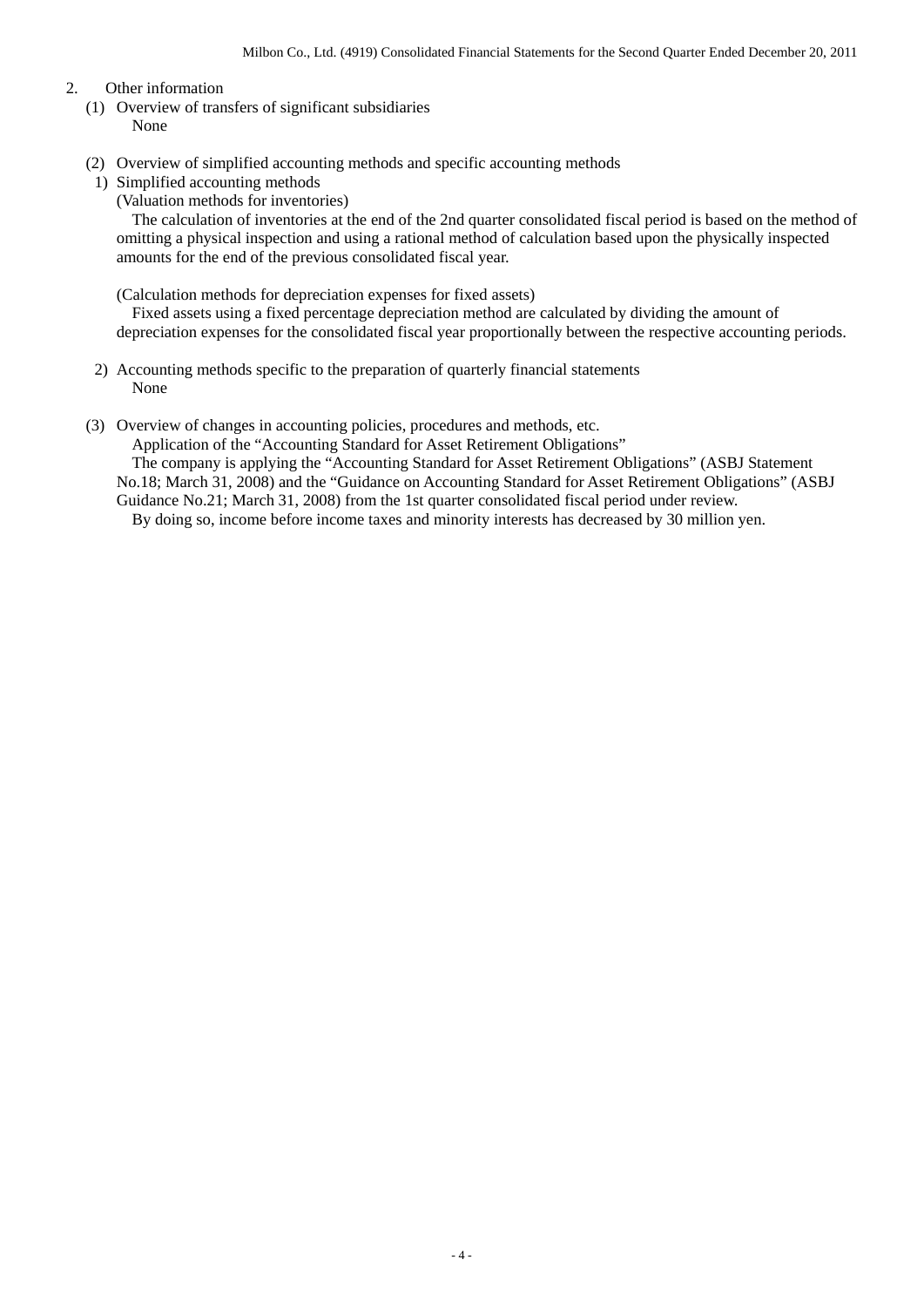## 2. Other information

### (1) Overview of transfers of significant subsidiaries

None

### (2) Overview of simplified accounting methods and specific accounting methods

1) Simplified accounting methods

(Valuation methods for inventories)

The calculation of inventories at the end of the 2nd quarter consolidated fiscal period is based on the method of omitting a physical inspection and using a rational method of calculation based upon the physically inspected amounts for the end of the previous consolidated fiscal year.

(Calculation methods for depreciation expenses for fixed assets)

Fixed assets using a fixed percentage depreciation method are calculated by dividing the amount of depreciation expenses for the consolidated fiscal year proportionally between the respective accounting periods.

2) Accounting methods specific to the preparation of quarterly financial statements

None

### (3) Overview of changes in accounting policies, procedures and methods, etc.

Application of the "Accounting Standard for Asset Retirement Obligations"

The company is applying the "Accounting Standard for Asset Retirement Obligations" (ASBJ Statement No.18; March 31, 2008) and the "Guidance on Accounting Standard for Asset Retirement Obligations" (ASBJ Guidance No.21; March 31, 2008) from the 1st quarter consolidated fiscal period under review.

By doing so, income before income taxes and minority interests has decreased by 30 million yen.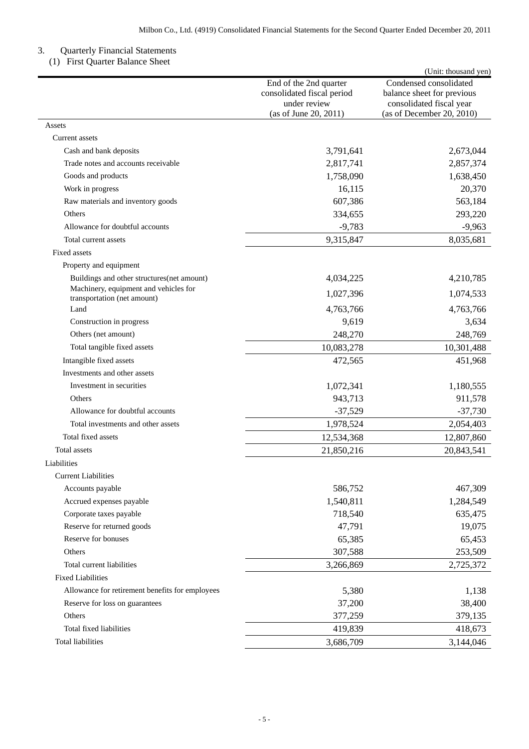## 3. Quarterly Financial Statements

### (1) First Quarter Balance Sheet

(Unit: thousand yen)

| | End of the 2nd quarter consolidated fiscal period under review (as of June 20, 2011) | Condensed consolidated balance sheet for previous consolidated fiscal year (as of December 20, 2010) |
|---|---|---|
| Assets | | |
| Current assets | | |
| Cash and bank deposits | 3,791,641 | 2,673,044 |
| Trade notes and accounts receivable | 2,817,741 | 2,857,374 |
| Goods and products | 1,758,090 | 1,638,450 |
| Work in progress | 16,115 | 20,370 |
| Raw materials and inventory goods | 607,386 | 563,184 |
| Others | 334,655 | 293,220 |
| Allowance for doubtful accounts | -9,783 | -9,963 |
| Total current assets | 9,315,847 | 8,035,681 |
| Fixed assets | | |
| Property and equipment | | |
| Buildings and other structures(net amount) | 4,034,225 | 4,210,785 |
| Machinery, equipment and vehicles for transportation (net amount) | 1,027,396 | 1,074,533 |
| Land | 4,763,766 | 4,763,766 |
| Construction in progress | 9,619 | 3,634 |
| Others (net amount) | 248,270 | 248,769 |
| Total tangible fixed assets | 10,083,278 | 10,301,488 |
| Intangible fixed assets | 472,565 | 451,968 |
| Investments and other assets | | |
| Investment in securities | 1,072,341 | 1,180,555 |
| Others | 943,713 | 911,578 |
| Allowance for doubtful accounts | -37,529 | -37,730 |
| Total investments and other assets | 1,978,524 | 2,054,403 |
| Total fixed assets | 12,534,368 | 12,807,860 |
| Total assets | 21,850,216 | 20,843,541 |
| Liabilities | | |
| Current Liabilities | | |
| Accounts payable | 586,752 | 467,309 |
| Accrued expenses payable | 1,540,811 | 1,284,549 |
| Corporate taxes payable | 718,540 | 635,475 |
| Reserve for returned goods | 47,791 | 19,075 |
| Reserve for bonuses | 65,385 | 65,453 |
| Others | 307,588 | 253,509 |
| Total current liabilities | 3,266,869 | 2,725,372 |
| Fixed Liabilities | | |
| Allowance for retirement benefits for employees | 5,380 | 1,138 |
| Reserve for loss on guarantees | 37,200 | 38,400 |
| Others | 377,259 | 379,135 |
| Total fixed liabilities | 419,839 | 418,673 |
| Total liabilities | 3,686,709 | 3,144,046 |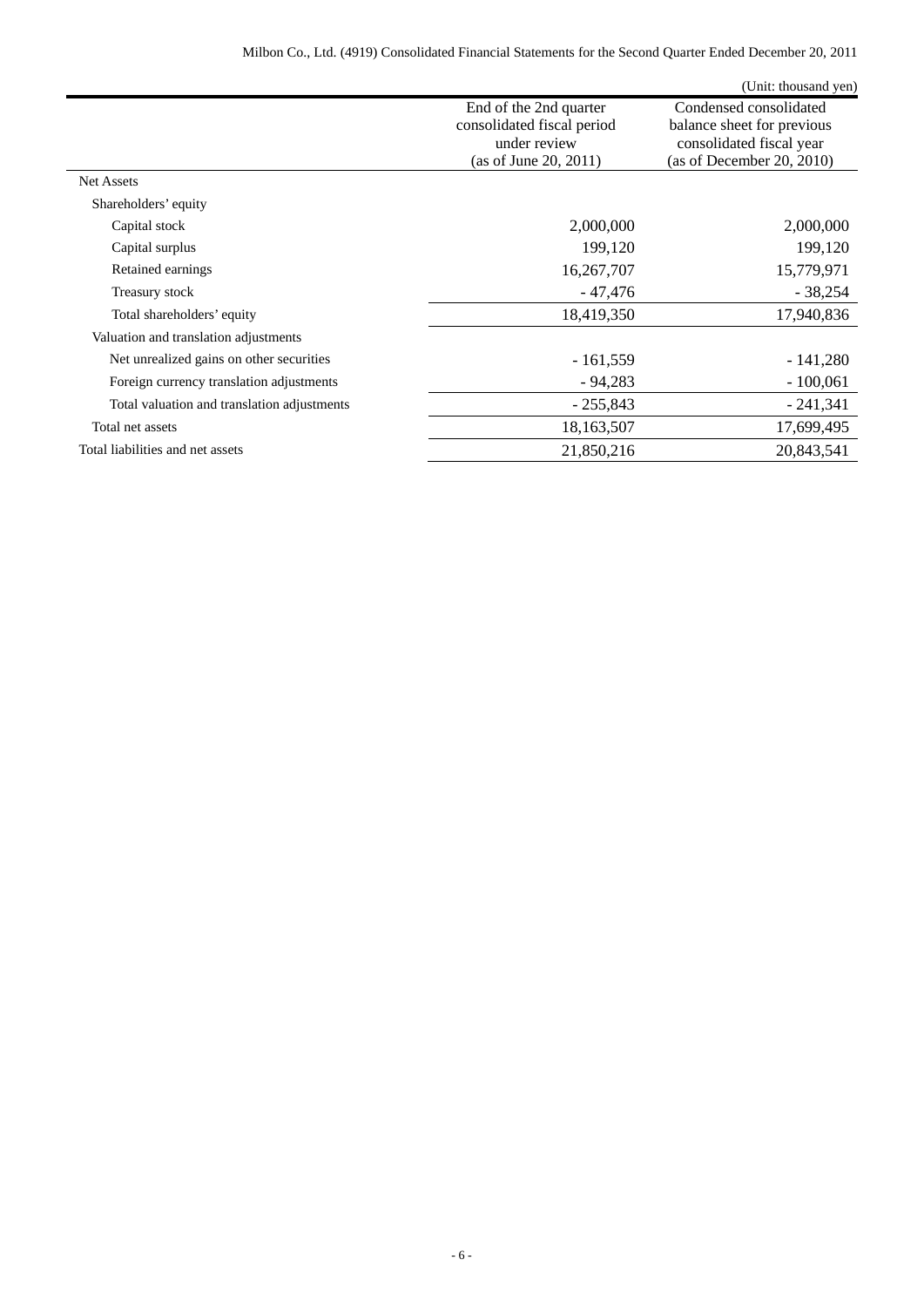(Unit: thousand yen)

| | End of the 2nd quarter consolidated fiscal period under review (as of June 20, 2011) | Condensed consolidated balance sheet for previous consolidated fiscal year (as of December 20, 2010) |
|---|---|---|
| Net Assets | | |
| Shareholders' equity | | |
| Capital stock | 2,000,000 | 2,000,000 |
| Capital surplus | 199,120 | 199,120 |
| Retained earnings | 16,267,707 | 15,779,971 |
| Treasury stock | - 47,476 | - 38,254 |
| Total shareholders' equity | 18,419,350 | 17,940,836 |
| Valuation and translation adjustments | | |
| Net unrealized gains on other securities | - 161,559 | - 141,280 |
| Foreign currency translation adjustments | - 94,283 | - 100,061 |
| Total valuation and translation adjustments | - 255,843 | - 241,341 |
| Total net assets | 18,163,507 | 17,699,495 |
| Total liabilities and net assets | 21,850,216 | 20,843,541 |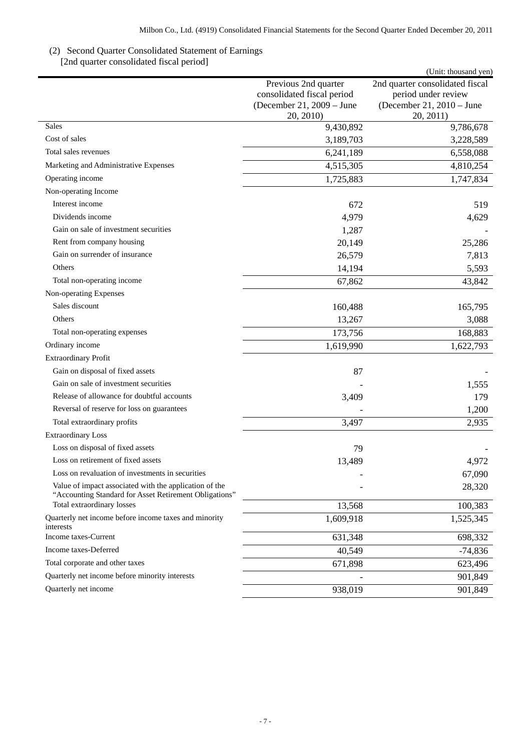## (2) Second Quarter Consolidated Statement of Earnings

[2nd quarter consolidated fiscal period]

(Unit: thousand yen)

| | Previous 2nd quarter consolidated fiscal period (December 21, 2009 – June 20, 2010) | 2nd quarter consolidated fiscal period under review (December 21, 2010 – June 20, 2011) |
|---|---|---|
| Sales | 9,430,892 | 9,786,678 |
| Cost of sales | 3,189,703 | 3,228,589 |
| Total sales revenues | 6,241,189 | 6,558,088 |
| Marketing and Administrative Expenses | 4,515,305 | 4,810,254 |
| Operating income | 1,725,883 | 1,747,834 |
| Non-operating Income | | |
| Interest income | 672 | 519 |
| Dividends income | 4,979 | 4,629 |
| Gain on sale of investment securities | 1,287 | - |
| Rent from company housing | 20,149 | 25,286 |
| Gain on surrender of insurance | 26,579 | 7,813 |
| Others | 14,194 | 5,593 |
| Total non-operating income | 67,862 | 43,842 |
| Non-operating Expenses | | |
| Sales discount | 160,488 | 165,795 |
| Others | 13,267 | 3,088 |
| Total non-operating expenses | 173,756 | 168,883 |
| Ordinary income | 1,619,990 | 1,622,793 |
| Extraordinary Profit | | |
| Gain on disposal of fixed assets | 87 | - |
| Gain on sale of investment securities | - | 1,555 |
| Release of allowance for doubtful accounts | 3,409 | 179 |
| Reversal of reserve for loss on guarantees | - | 1,200 |
| Total extraordinary profits | 3,497 | 2,935 |
| Extraordinary Loss | | |
| Loss on disposal of fixed assets | 79 | - |
| Loss on retirement of fixed assets | 13,489 | 4,972 |
| Loss on revaluation of investments in securities | - | 67,090 |
| Value of impact associated with the application of the "Accounting Standard for Asset Retirement Obligations" | - | 28,320 |
| Total extraordinary losses | 13,568 | 100,383 |
| Quarterly net income before income taxes and minority interests | 1,609,918 | 1,525,345 |
| Income taxes-Current | 631,348 | 698,332 |
| Income taxes-Deferred | 40,549 | -74,836 |
| Total corporate and other taxes | 671,898 | 623,496 |
| Quarterly net income before minority interests | - | 901,849 |
| Quarterly net income | 938,019 | 901,849 |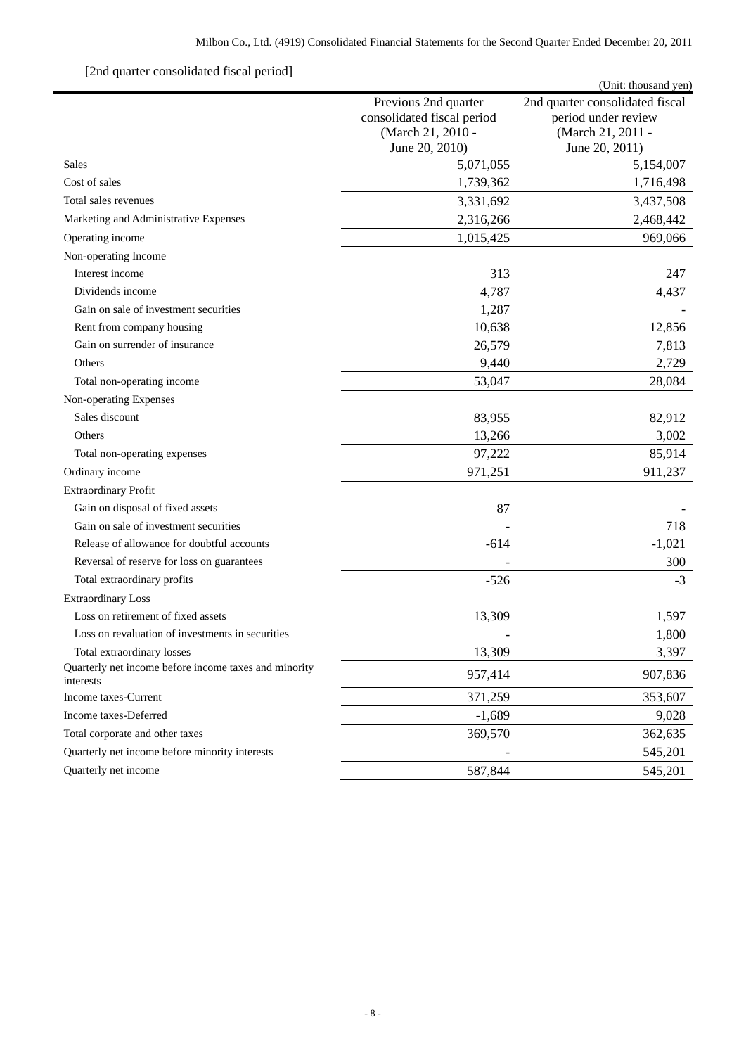[2nd quarter consolidated fiscal period]

(Unit: thousand yen)

| | Previous 2nd quarter consolidated fiscal period (March 21, 2010 - June 20, 2010) | 2nd quarter consolidated fiscal period under review (March 21, 2011 - June 20, 2011) |
|---|---|---|
| Sales | 5,071,055 | 5,154,007 |
| Cost of sales | 1,739,362 | 1,716,498 |
| Total sales revenues | 3,331,692 | 3,437,508 |
| Marketing and Administrative Expenses | 2,316,266 | 2,468,442 |
| Operating income | 1,015,425 | 969,066 |
| Non-operating Income | | |
| Interest income | 313 | 247 |
| Dividends income | 4,787 | 4,437 |
| Gain on sale of investment securities | 1,287 | - |
| Rent from company housing | 10,638 | 12,856 |
| Gain on surrender of insurance | 26,579 | 7,813 |
| Others | 9,440 | 2,729 |
| Total non-operating income | 53,047 | 28,084 |
| Non-operating Expenses | | |
| Sales discount | 83,955 | 82,912 |
| Others | 13,266 | 3,002 |
| Total non-operating expenses | 97,222 | 85,914 |
| Ordinary income | 971,251 | 911,237 |
| Extraordinary Profit | | |
| Gain on disposal of fixed assets | 87 | - |
| Gain on sale of investment securities | - | 718 |
| Release of allowance for doubtful accounts | -614 | -1,021 |
| Reversal of reserve for loss on guarantees | - | 300 |
| Total extraordinary profits | -526 | -3 |
| Extraordinary Loss | | |
| Loss on retirement of fixed assets | 13,309 | 1,597 |
| Loss on revaluation of investments in securities | - | 1,800 |
| Total extraordinary losses | 13,309 | 3,397 |
| Quarterly net income before income taxes and minority interests | 957,414 | 907,836 |
| Income taxes-Current | 371,259 | 353,607 |
| Income taxes-Deferred | -1,689 | 9,028 |
| Total corporate and other taxes | 369,570 | 362,635 |
| Quarterly net income before minority interests | - | 545,201 |
| Quarterly net income | 587,844 | 545,201 |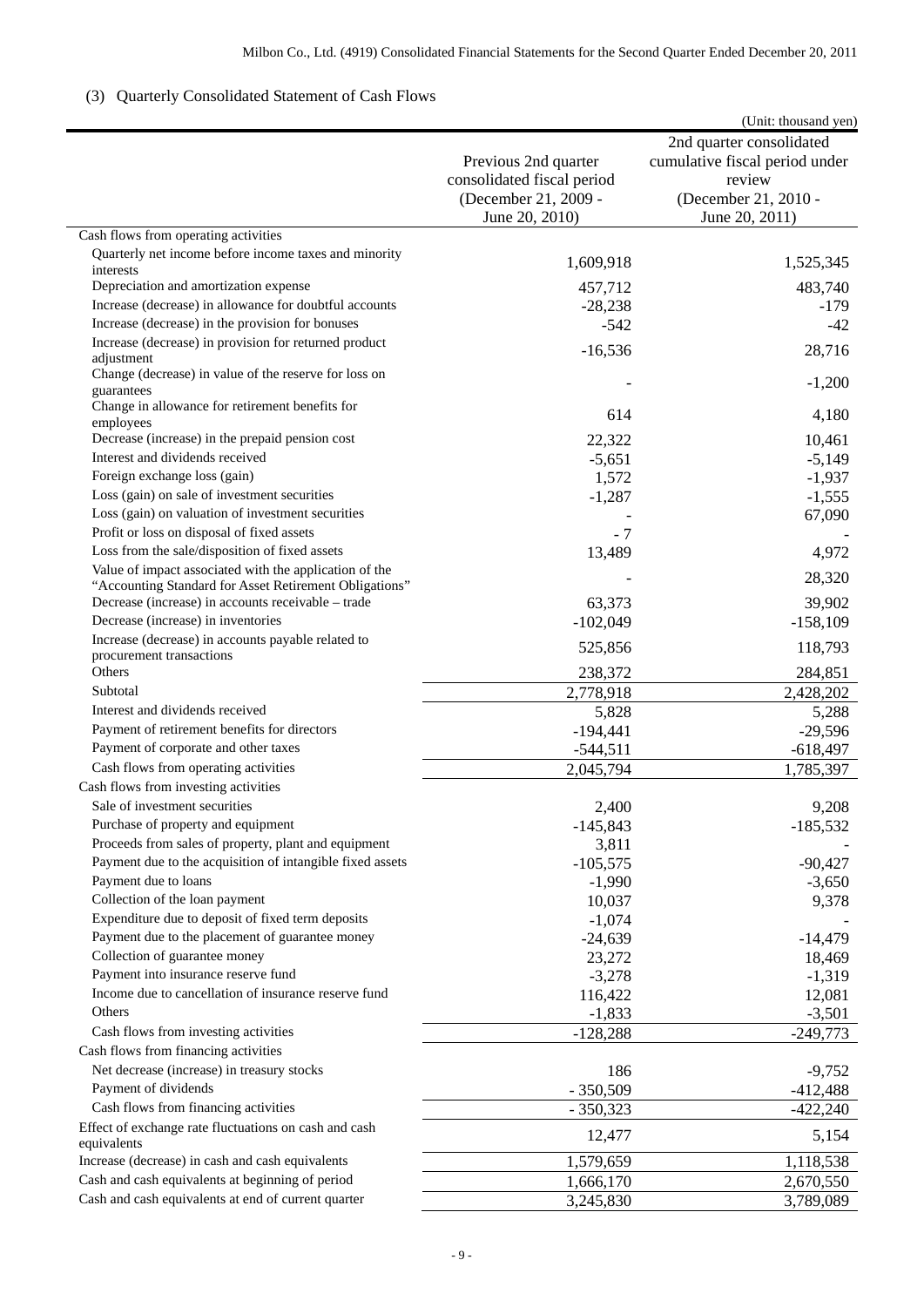## (3) Quarterly Consolidated Statement of Cash Flows

(Unit: thousand yen)

| | Previous 2nd quarter consolidated fiscal period (December 21, 2009 - June 20, 2010) | 2nd quarter consolidated cumulative fiscal period under review (December 21, 2010 - June 20, 2011) |
|---|---|---|
| Cash flows from operating activities | | |
| Quarterly net income before income taxes and minority interests | 1,609,918 | 1,525,345 |
| Depreciation and amortization expense | 457,712 | 483,740 |
| Increase (decrease) in allowance for doubtful accounts | -28,238 | -179 |
| Increase (decrease) in the provision for bonuses | -542 | -42 |
| Increase (decrease) in provision for returned product adjustment | -16,536 | 28,716 |
| Change (decrease) in value of the reserve for loss on guarantees | - | -1,200 |
| Change in allowance for retirement benefits for employees | 614 | 4,180 |
| Decrease (increase) in the prepaid pension cost | 22,322 | 10,461 |
| Interest and dividends received | -5,651 | -5,149 |
| Foreign exchange loss (gain) | 1,572 | -1,937 |
| Loss (gain) on sale of investment securities | -1,287 | -1,555 |
| Loss (gain) on valuation of investment securities | - | 67,090 |
| Profit or loss on disposal of fixed assets | - 7 | - |
| Loss from the sale/disposition of fixed assets | 13,489 | 4,972 |
| Value of impact associated with the application of the "Accounting Standard for Asset Retirement Obligations" | - | 28,320 |
| Decrease (increase) in accounts receivable – trade | 63,373 | 39,902 |
| Decrease (increase) in inventories | -102,049 | -158,109 |
| Increase (decrease) in accounts payable related to procurement transactions | 525,856 | 118,793 |
| Others | 238,372 | 284,851 |
| Subtotal | 2,778,918 | 2,428,202 |
| Interest and dividends received | 5,828 | 5,288 |
| Payment of retirement benefits for directors | -194,441 | -29,596 |
| Payment of corporate and other taxes | -544,511 | -618,497 |
| Cash flows from operating activities | 2,045,794 | 1,785,397 |
| Cash flows from investing activities | | |
| Sale of investment securities | 2,400 | 9,208 |
| Purchase of property and equipment | -145,843 | -185,532 |
| Proceeds from sales of property, plant and equipment | 3,811 | - |
| Payment due to the acquisition of intangible fixed assets | -105,575 | -90,427 |
| Payment due to loans | -1,990 | -3,650 |
| Collection of the loan payment | 10,037 | 9,378 |
| Expenditure due to deposit of fixed term deposits | -1,074 | - |
| Payment due to the placement of guarantee money | -24,639 | -14,479 |
| Collection of guarantee money | 23,272 | 18,469 |
| Payment into insurance reserve fund | -3,278 | -1,319 |
| Income due to cancellation of insurance reserve fund | 116,422 | 12,081 |
| Others | -1,833 | -3,501 |
| Cash flows from investing activities | -128,288 | -249,773 |
| Cash flows from financing activities | | |
| Net decrease (increase) in treasury stocks | 186 | -9,752 |
| Payment of dividends | - 350,509 | -412,488 |
| Cash flows from financing activities | - 350,323 | -422,240 |
| Effect of exchange rate fluctuations on cash and cash equivalents | 12,477 | 5,154 |
| Increase (decrease) in cash and cash equivalents | 1,579,659 | 1,118,538 |
| Cash and cash equivalents at beginning of period | 1,666,170 | 2,670,550 |
| Cash and cash equivalents at end of current quarter | 3,245,830 | 3,789,089 |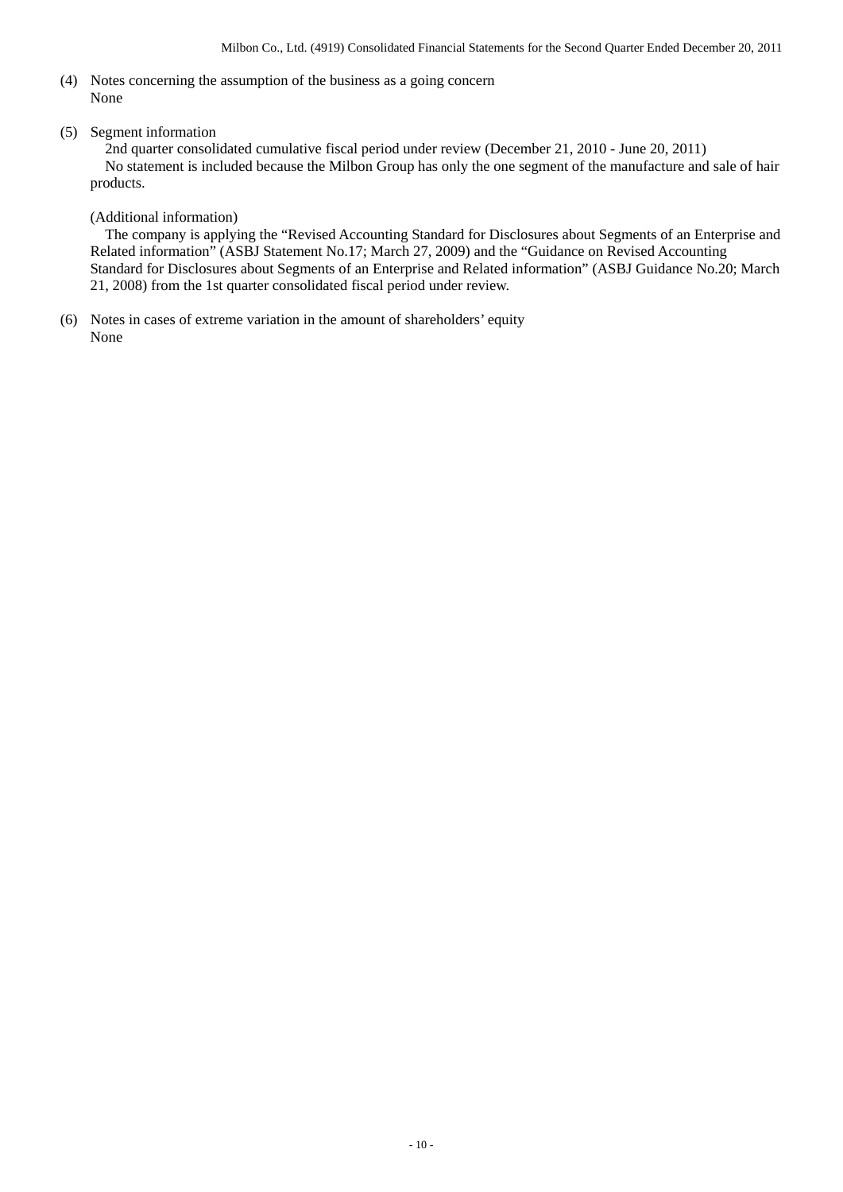(4) Notes concerning the assumption of the business as a going concern
None

(5) Segment information
2nd quarter consolidated cumulative fiscal period under review (December 21, 2010 - June 20, 2011)
No statement is included because the Milbon Group has only the one segment of the manufacture and sale of hair products.

(Additional information)
The company is applying the "Revised Accounting Standard for Disclosures about Segments of an Enterprise and Related information" (ASBJ Statement No.17; March 27, 2009) and the "Guidance on Revised Accounting Standard for Disclosures about Segments of an Enterprise and Related information" (ASBJ Guidance No.20; March 21, 2008) from the 1st quarter consolidated fiscal period under review.

(6) Notes in cases of extreme variation in the amount of shareholders' equity
None